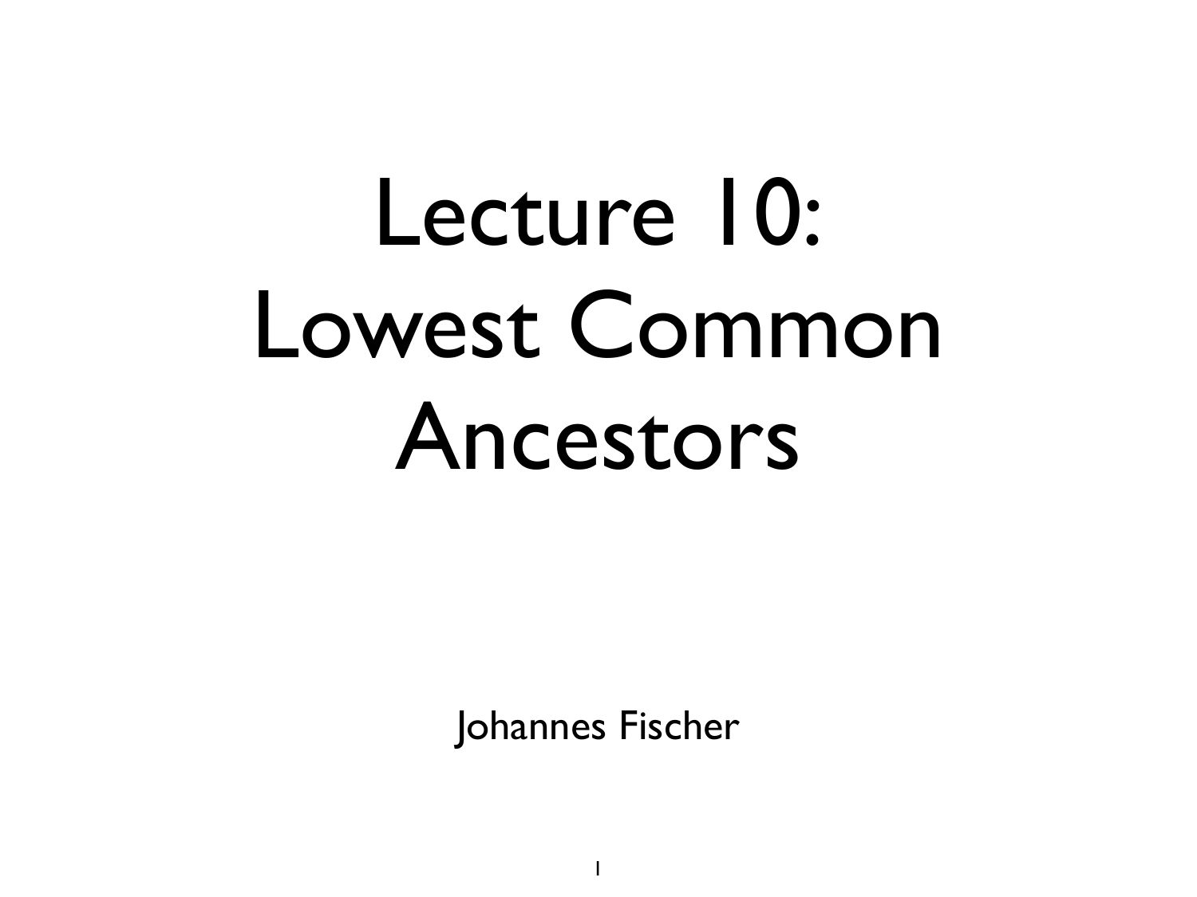# Lecture 10: Lowest Common Ancestors

Johannes Fischer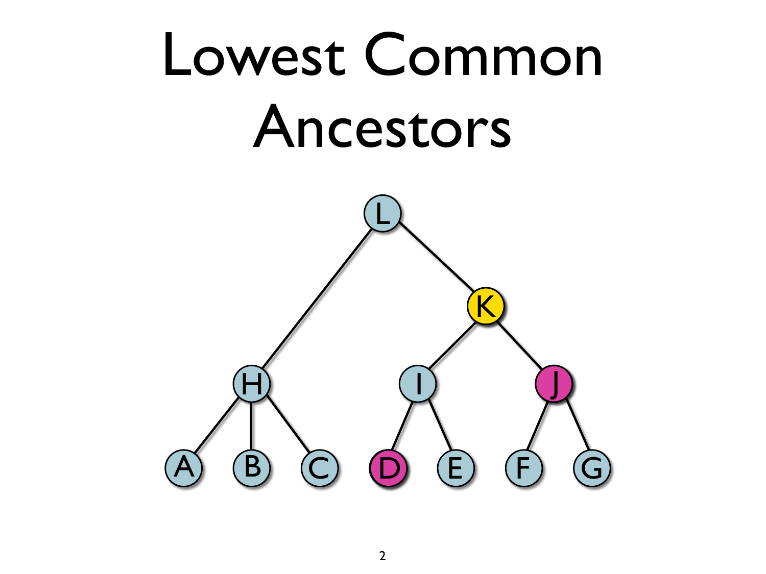# Lowest Common Ancestors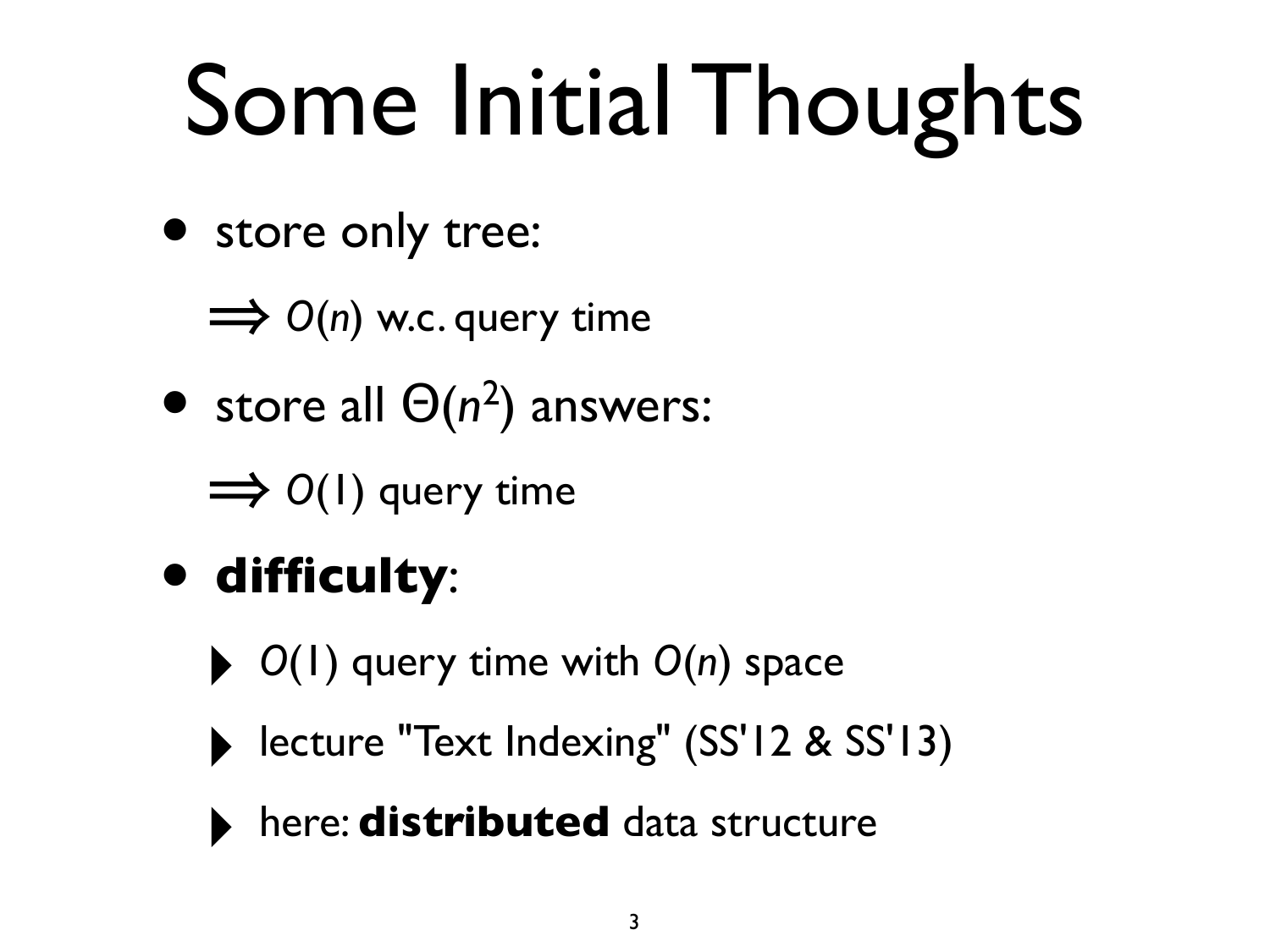# Some Initial Thoughts

- store only tree:

  $\Longrightarrow$ $O(n)$ w.c. query time

- store all $\Theta(n^2)$ answers:

  $\Longrightarrow$ $O(1)$ query time

- **difficulty**:
  - $O(1)$ query time with $O(n)$ space
  - lecture "Text Indexing" (SS'12 & SS'13)
  - here: **distributed** data structure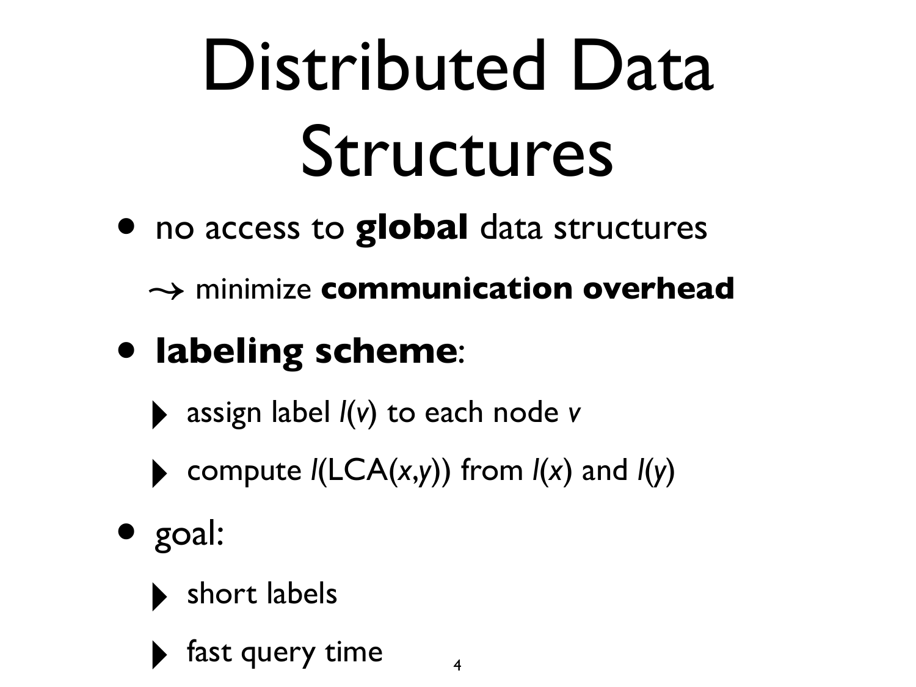# Distributed Data Structures

- no access to **global** data structures

  $\rightsquigarrow$ minimize **communication overhead**

- **labeling scheme**:
  - assign label $l(v)$ to each node $v$
  - compute $l(\mathrm{LCA}(x,y))$ from $l(x)$ and $l(y)$

- goal:
  - short labels
  - fast query time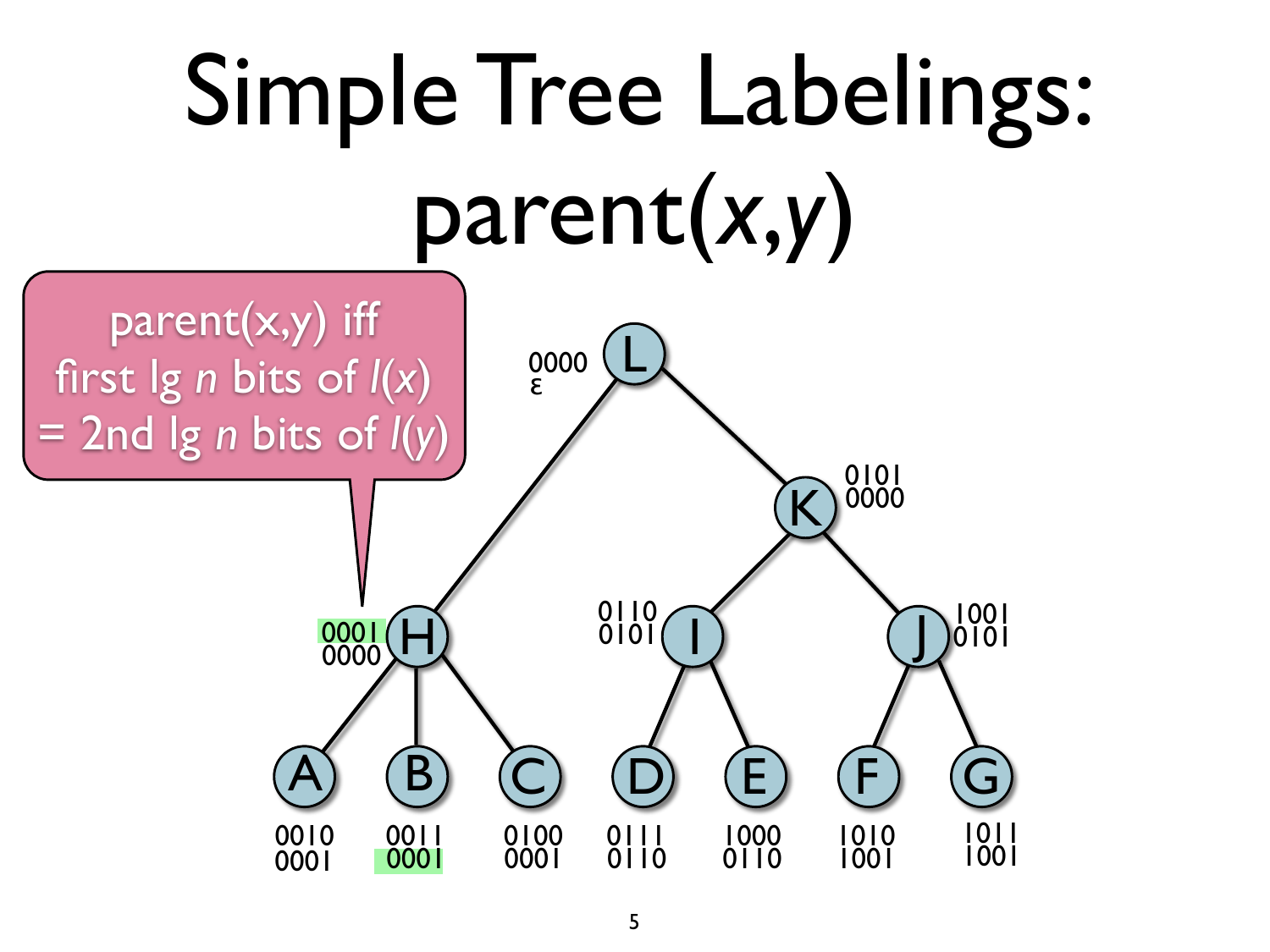# Simple Tree Labelings: parent($x$,$y$)

parent(x,y) iff first lg $n$ bits of $l(x)$ = 2nd lg $n$ bits of $l(y)$

| Node | Label (first lg $n$ bits) | Label (second lg $n$ bits) |
|---|---|---|
| L | 0000 | ε |
| K | 0101 | 0000 |
| H | 0001 | 0000 |
| I | 0110 | 0101 |
| J | 1001 | 0101 |
| A | 0010 | 0001 |
| B | 0011 | 0001 |
| C | 0100 | 0001 |
| D | 0111 | 0110 |
| E | 1000 | 0110 |
| F | 1010 | 1001 |
| G | 1011 | 1001 |

Tree edges: L → H, L → K; H → A, H → B, H → C; K → I, K → J; I → D, I → E; J → F, J → G.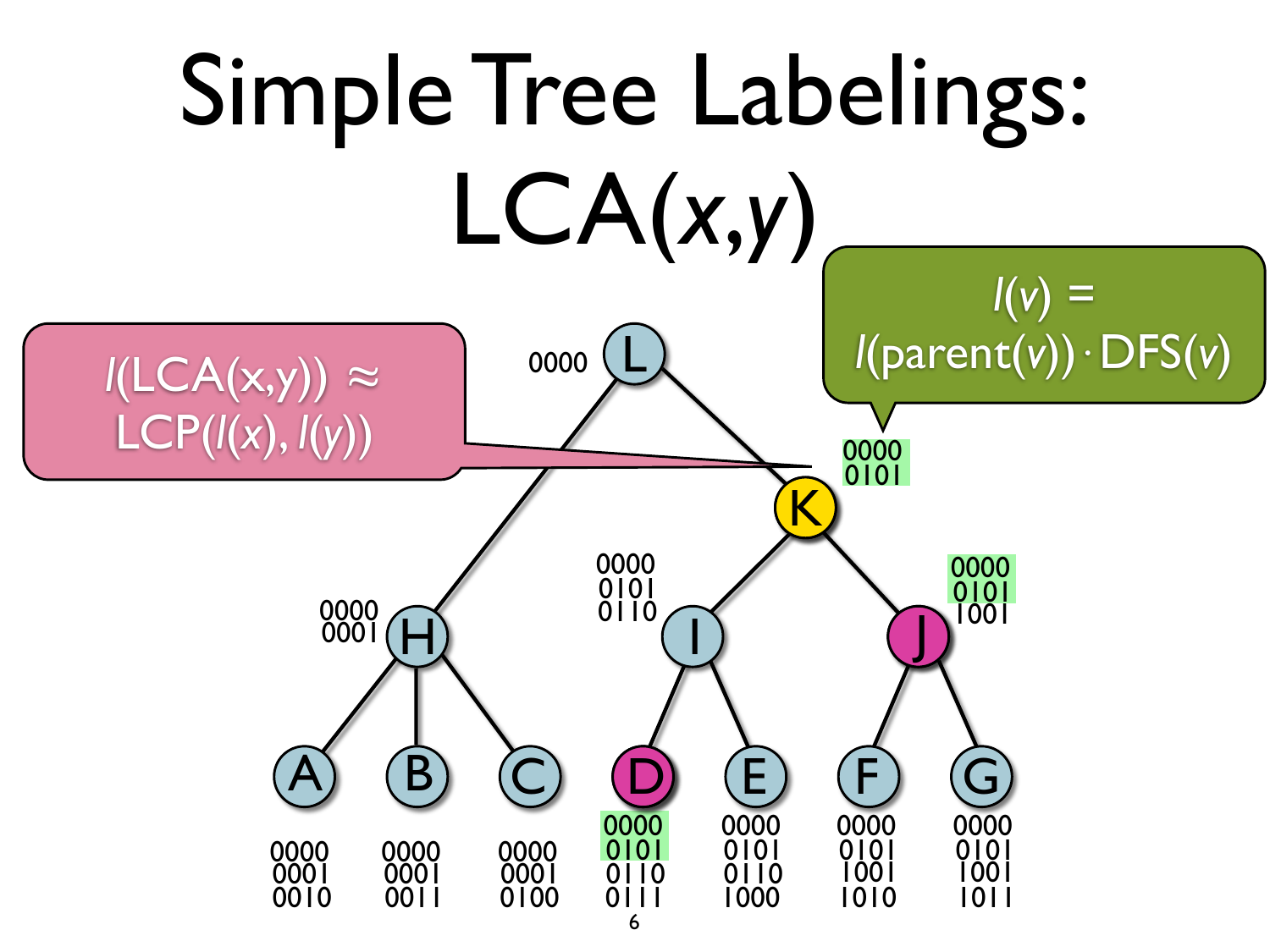# Simple Tree Labelings: LCA($x$,$y$)

$l(\text{LCA}(x,y)) \approx \text{LCP}(l(x), l(y))$

$l(v) = l(\text{parent}(v)) \cdot \text{DFS}(v)$

| Node | Label |
| --- | --- |
| L | 0000 |
| H | 0000 0001 |
| K | 0000 0101 |
| I | 0000 0101 0110 |
| J | 0000 0101 1001 |
| A | 0000 0001 0010 |
| B | 0000 0001 0011 |
| C | 0000 0001 0100 |
| D | 0000 0101 0110 0111 |
| E | 0000 0101 0110 1000 |
| F | 0000 0101 1001 1010 |
| G | 0000 0101 1001 1011 |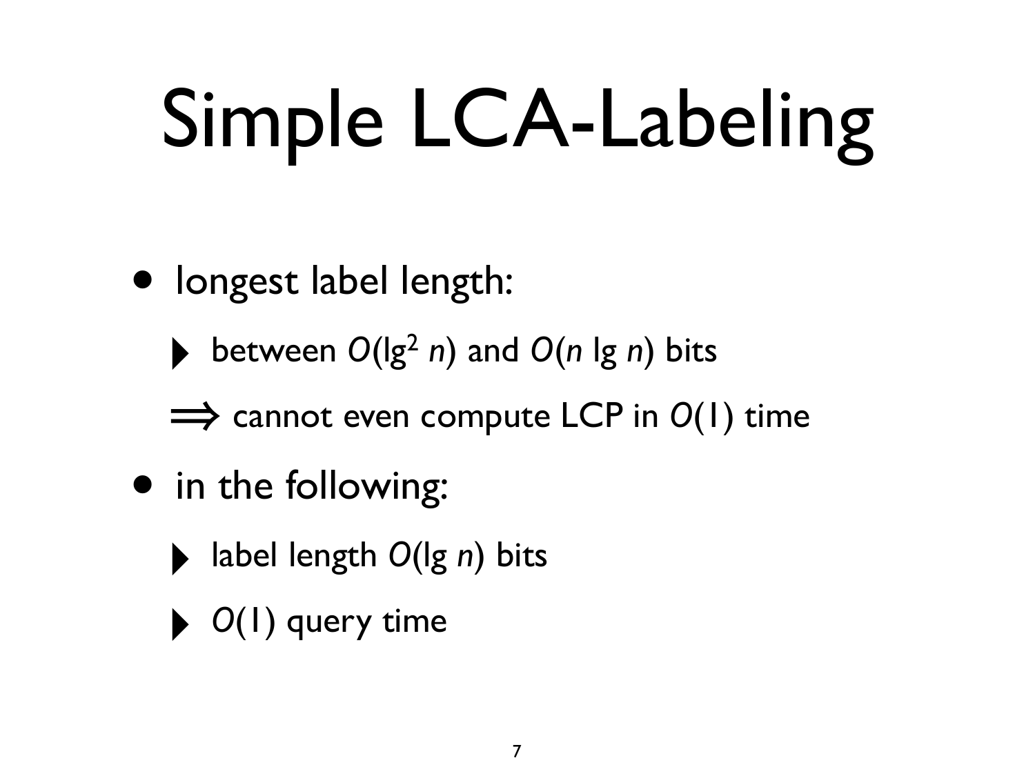# Simple LCA-Labeling

- longest label length:
  - between $O(\lg^2 n)$ and $O(n \lg n)$ bits
  
  $\Longrightarrow$ cannot even compute LCP in $O(1)$ time
- in the following:
  - label length $O(\lg n)$ bits
  - $O(1)$ query time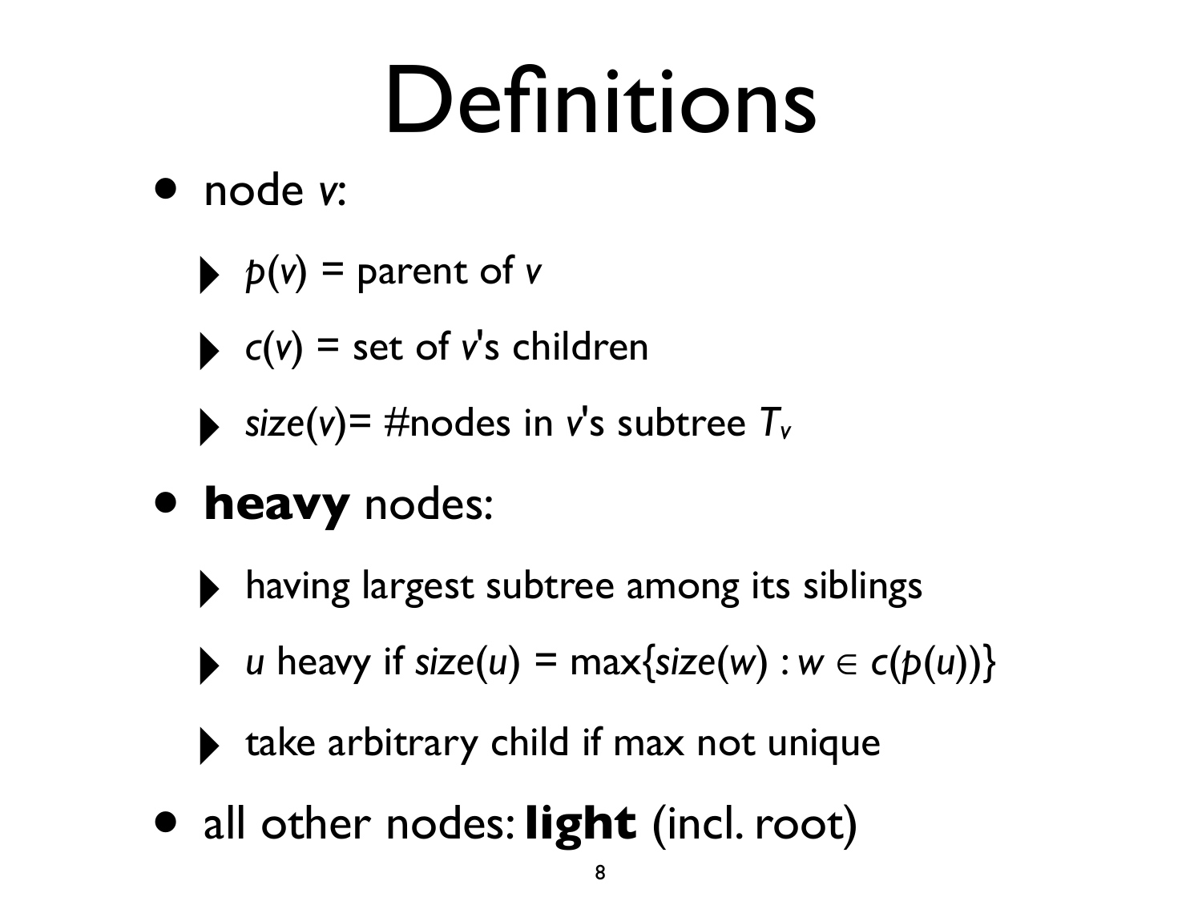# Definitions

- node $v$:
  - $p(v)$ = parent of $v$
  - $c(v)$ = set of $v$'s children
  - $size(v)$= #nodes in $v$'s subtree $T_v$
- **heavy** nodes:
  - having largest subtree among its siblings
  - $u$ heavy if $size(u) = \max\{size(w) : w \in c(p(u))\}$
  - take arbitrary child if max not unique
- all other nodes: **light** (incl. root)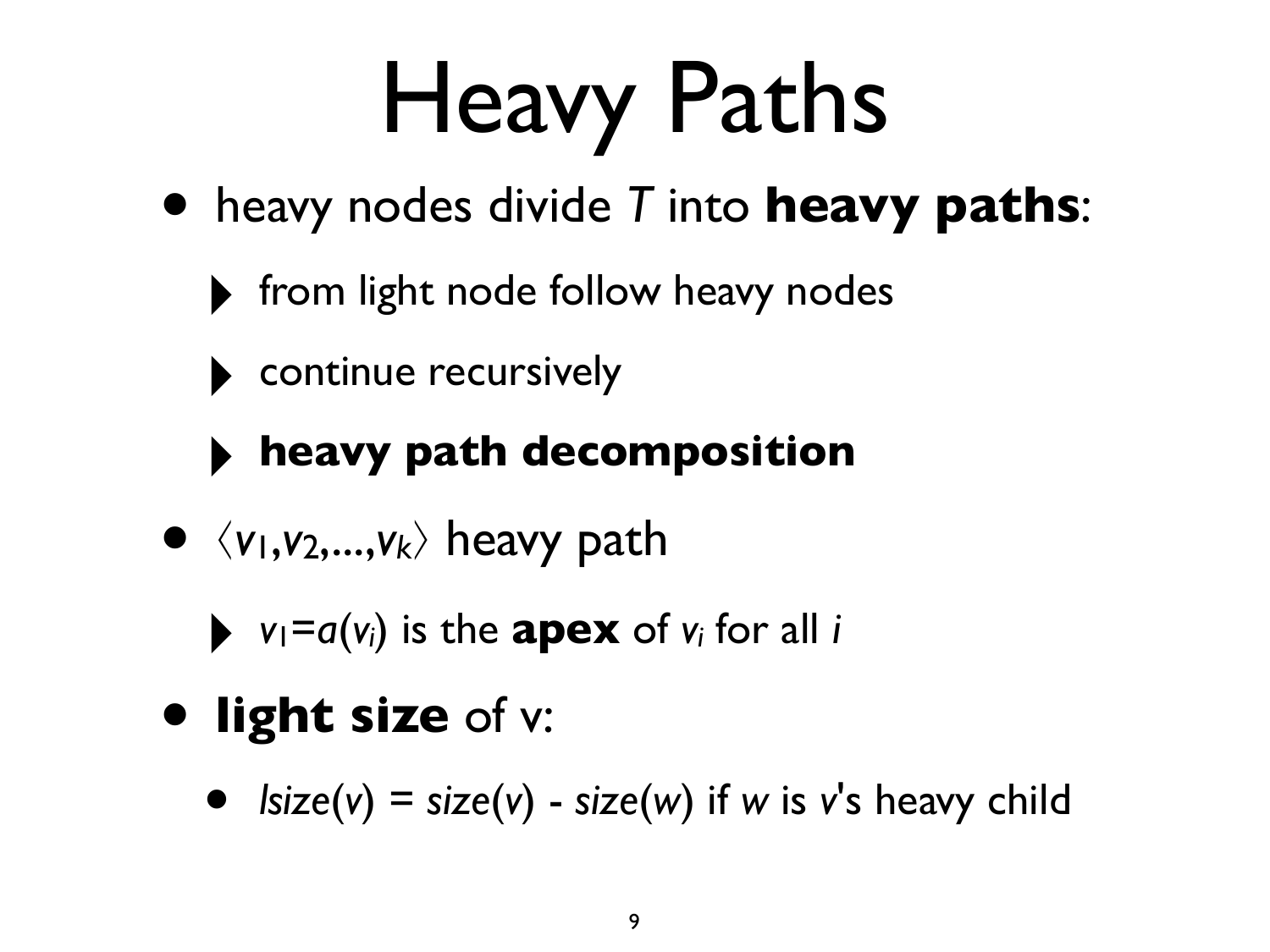# Heavy Paths

- heavy nodes divide $T$ into **heavy paths**:
  - from light node follow heavy nodes
  - continue recursively
  - **heavy path decomposition**
- $\langle v_1, v_2, ..., v_k \rangle$ heavy path
  - $v_1 = a(v_i)$ is the **apex** of $v_i$ for all $i$
- **light size** of v:
  - $lsize(v) = size(v) - size(w)$ if $w$ is $v$'s heavy child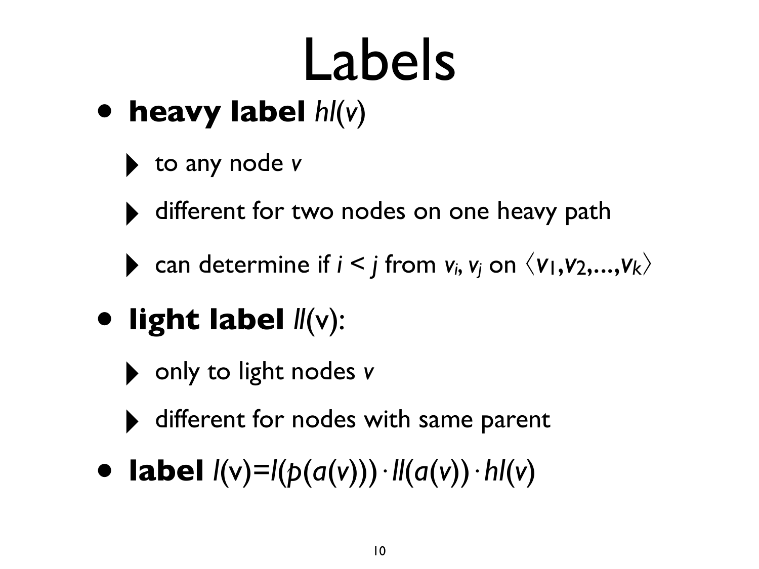# Labels

- **heavy label** *hl*(*v*)
  - to any node *v*
  - different for two nodes on one heavy path
  - can determine if $i < j$ from $v_i$, $v_j$ on $\langle v_1, v_2, \ldots, v_k \rangle$
- **light label** *ll*(v):
  - only to light nodes *v*
  - different for nodes with same parent
- **label** $l(\mathrm{v}) = l(p(a(v))) \cdot ll(a(v)) \cdot hl(v)$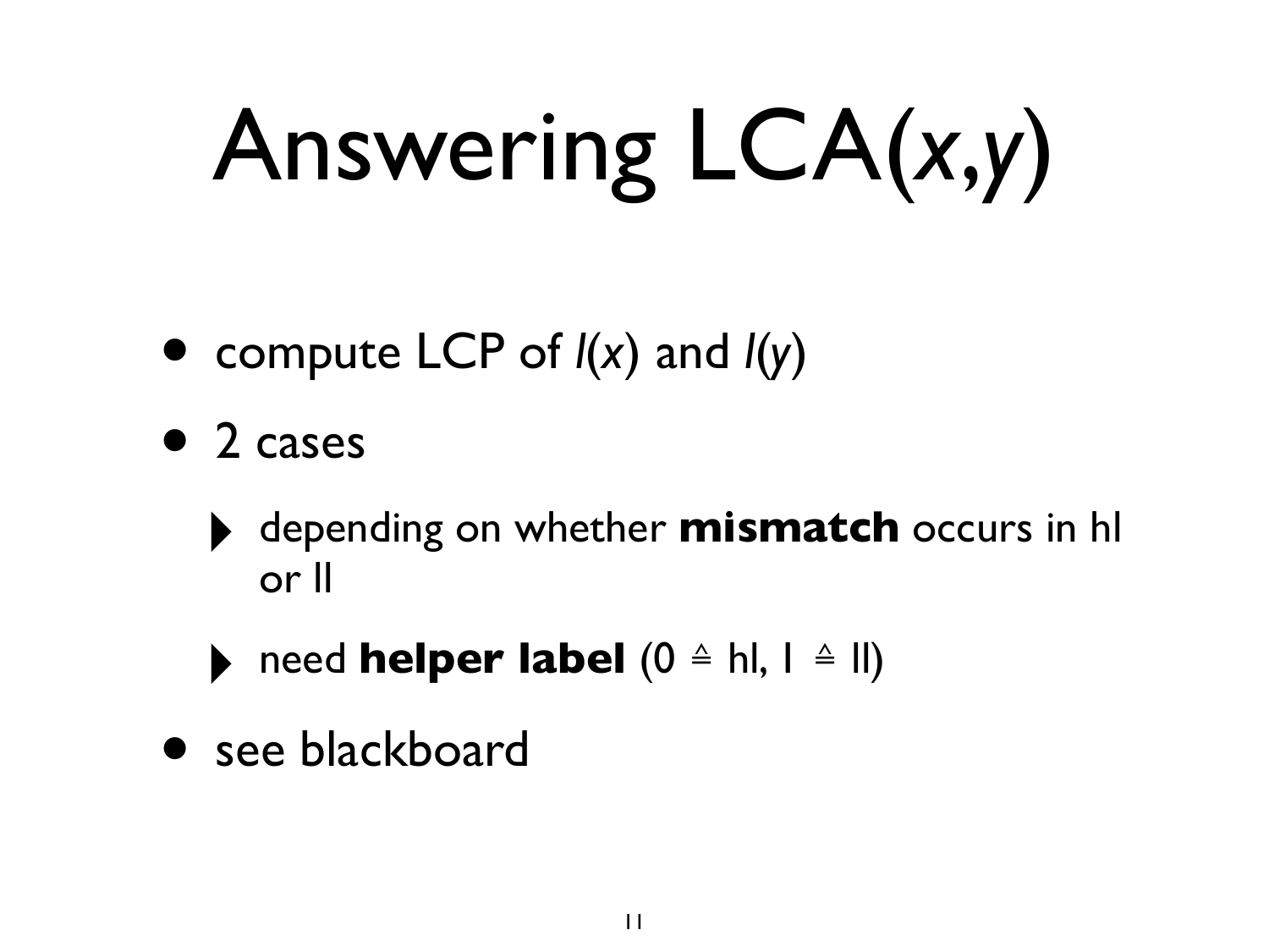# Answering LCA(*x*,*y*)

- compute LCP of $l(x)$ and $l(y)$
- 2 cases
  - depending on whether **mismatch** occurs in hl or ll
  - need **helper label** ($0 \triangleq$ hl, $1 \triangleq$ ll)
- see blackboard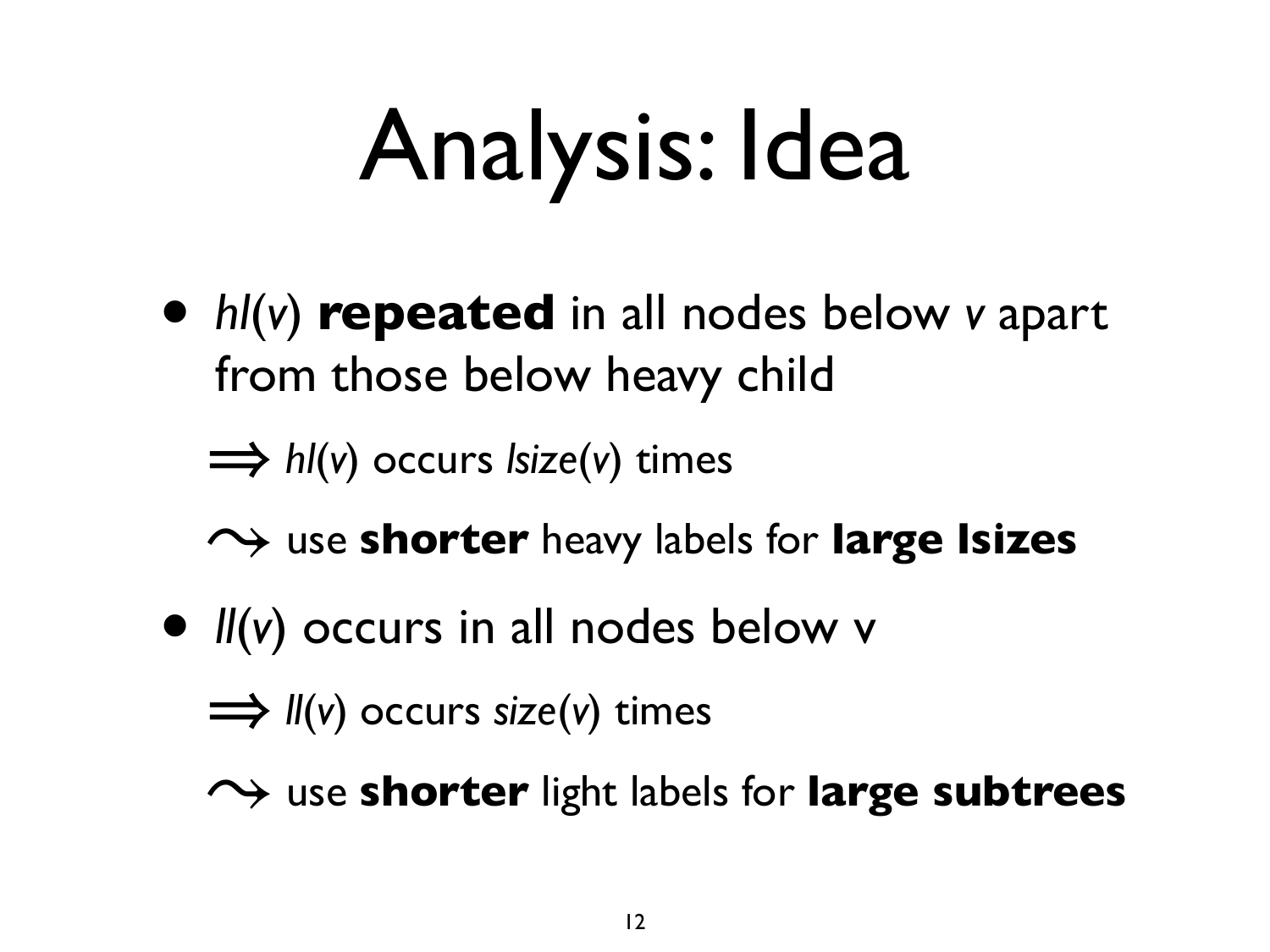# Analysis: Idea

- *hl*(*v*) **repeated** in all nodes below *v* apart from those below heavy child

  $\Longrightarrow$ *hl*(*v*) occurs *lsize*(*v*) times

  $\rightsquigarrow$ use **shorter** heavy labels for **large lsizes**

- *ll*(*v*) occurs in all nodes below v

  $\Longrightarrow$ *ll*(*v*) occurs *size*(*v*) times

  $\rightsquigarrow$ use **shorter** light labels for **large subtrees**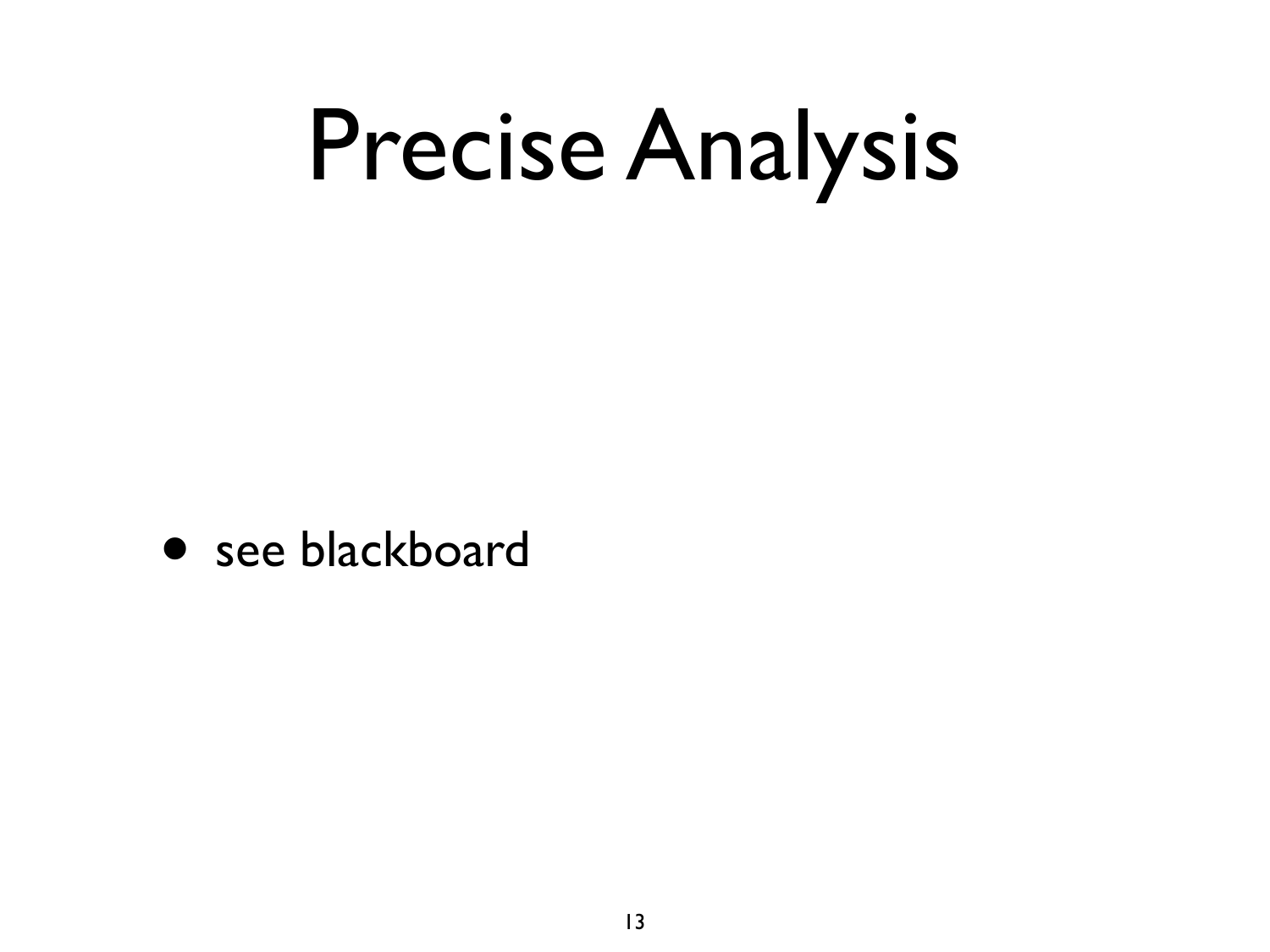# Precise Analysis

- see blackboard